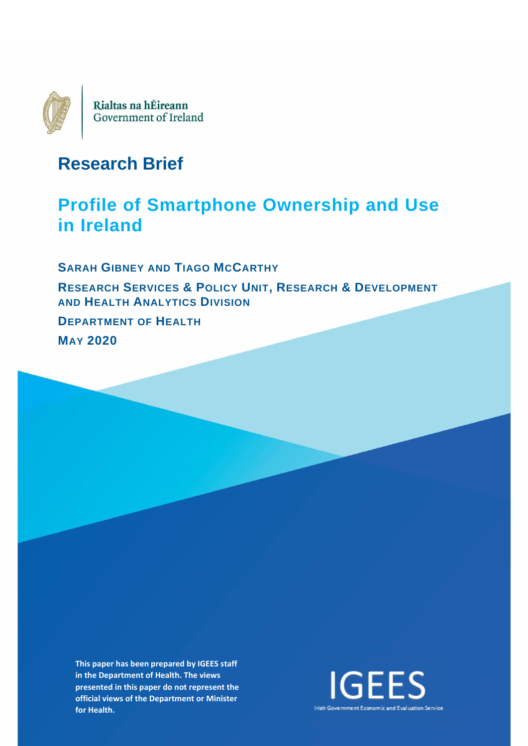Rialtas na hÉireann
Government of Ireland

# Research Brief

## Profile of Smartphone Ownership and Use in Ireland

**SARAH GIBNEY AND TIAGO MCCARTHY**

**RESEARCH SERVICES & POLICY UNIT, RESEARCH & DEVELOPMENT AND HEALTH ANALYTICS DIVISION**

**DEPARTMENT OF HEALTH**

**MAY 2020**

**This paper has been prepared by IGEES staff in the Department of Health. The views presented in this paper do not represent the official views of the Department or Minister for Health.**

IGEES
Irish Government Economic and Evaluation Service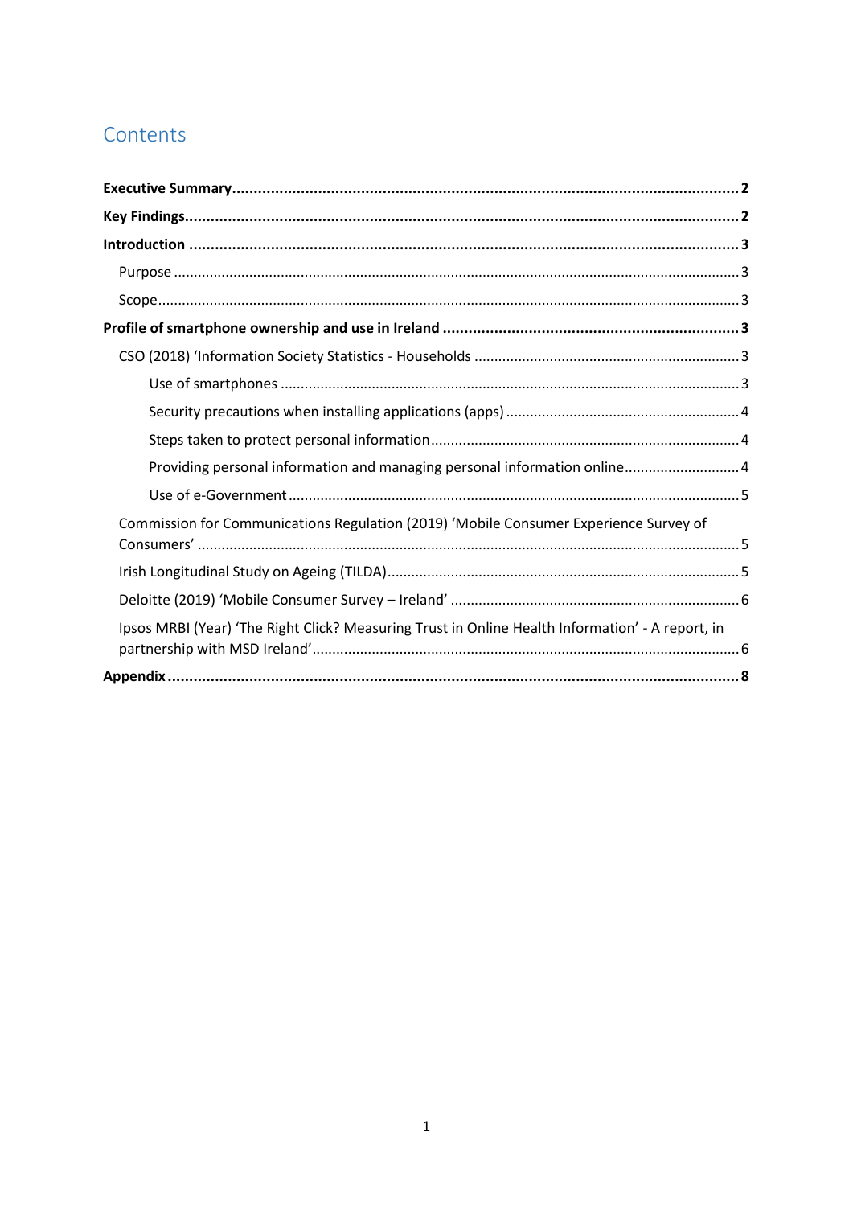# Contents

**Executive Summary** ..... **2**

**Key Findings** ..... **2**

**Introduction** ..... **3**

- Purpose ..... 3
- Scope ..... 3

**Profile of smartphone ownership and use in Ireland** ..... **3**

- CSO (2018) 'Information Society Statistics - Households ..... 3
  - Use of smartphones ..... 3
  - Security precautions when installing applications (apps) ..... 4
  - Steps taken to protect personal information ..... 4
  - Providing personal information and managing personal information online ..... 4
  - Use of e-Government ..... 5
- Commission for Communications Regulation (2019) 'Mobile Consumer Experience Survey of Consumers' ..... 5
- Irish Longitudinal Study on Ageing (TILDA) ..... 5
- Deloitte (2019) 'Mobile Consumer Survey – Ireland' ..... 6
- Ipsos MRBI (Year) 'The Right Click? Measuring Trust in Online Health Information' - A report, in partnership with MSD Ireland' ..... 6

**Appendix** ..... **8**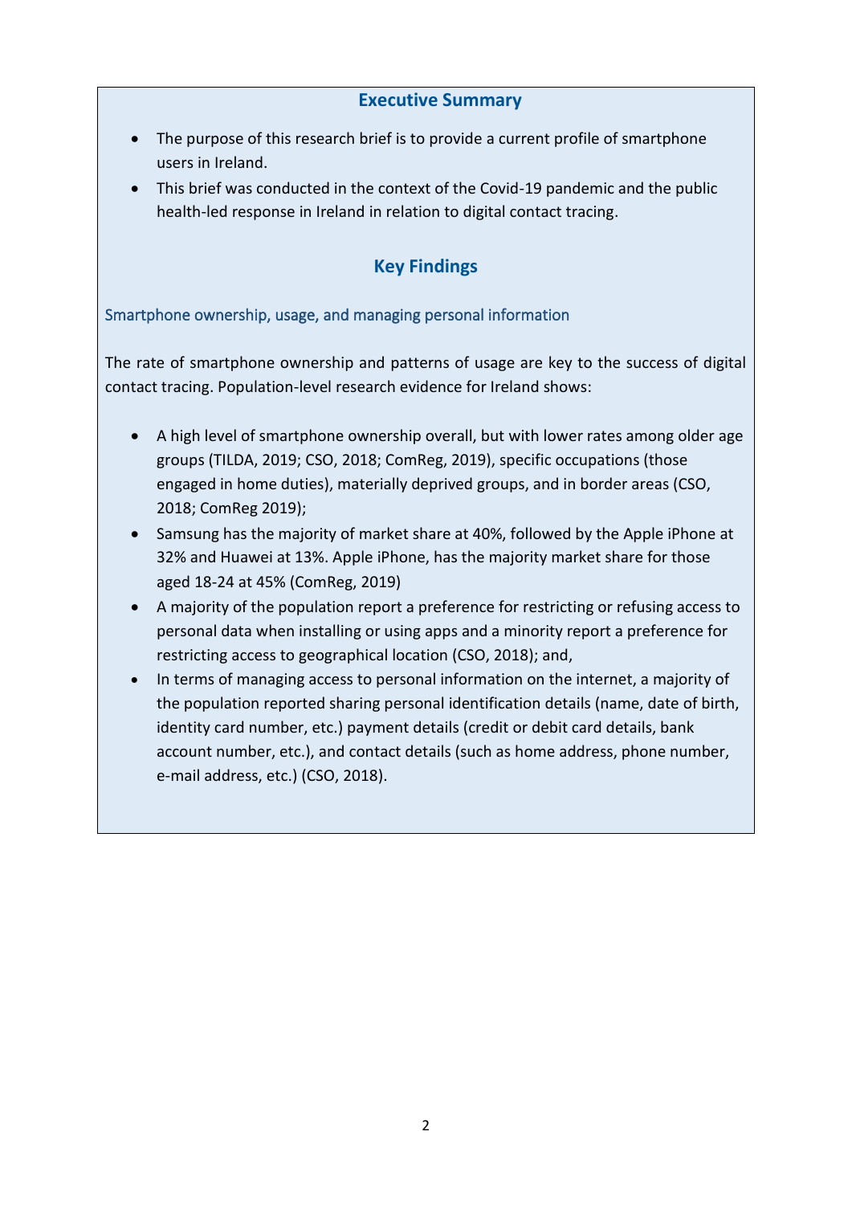## Executive Summary

- The purpose of this research brief is to provide a current profile of smartphone users in Ireland.
- This brief was conducted in the context of the Covid-19 pandemic and the public health-led response in Ireland in relation to digital contact tracing.

## Key Findings

### Smartphone ownership, usage, and managing personal information

The rate of smartphone ownership and patterns of usage are key to the success of digital contact tracing. Population-level research evidence for Ireland shows:

- A high level of smartphone ownership overall, but with lower rates among older age groups (TILDA, 2019; CSO, 2018; ComReg, 2019), specific occupations (those engaged in home duties), materially deprived groups, and in border areas (CSO, 2018; ComReg 2019);
- Samsung has the majority of market share at 40%, followed by the Apple iPhone at 32% and Huawei at 13%. Apple iPhone, has the majority market share for those aged 18-24 at 45% (ComReg, 2019)
- A majority of the population report a preference for restricting or refusing access to personal data when installing or using apps and a minority report a preference for restricting access to geographical location (CSO, 2018); and,
- In terms of managing access to personal information on the internet, a majority of the population reported sharing personal identification details (name, date of birth, identity card number, etc.) payment details (credit or debit card details, bank account number, etc.), and contact details (such as home address, phone number, e-mail address, etc.) (CSO, 2018).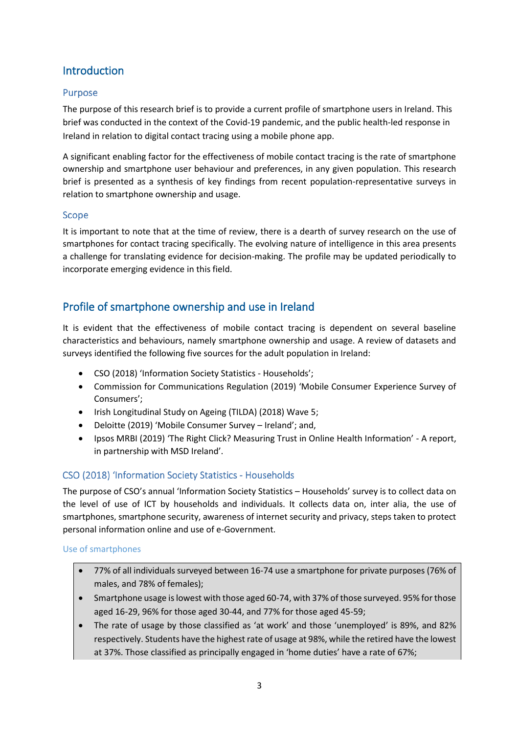## Introduction

### Purpose

The purpose of this research brief is to provide a current profile of smartphone users in Ireland. This brief was conducted in the context of the Covid-19 pandemic, and the public health-led response in Ireland in relation to digital contact tracing using a mobile phone app.

A significant enabling factor for the effectiveness of mobile contact tracing is the rate of smartphone ownership and smartphone user behaviour and preferences, in any given population. This research brief is presented as a synthesis of key findings from recent population-representative surveys in relation to smartphone ownership and usage.

### Scope

It is important to note that at the time of review, there is a dearth of survey research on the use of smartphones for contact tracing specifically. The evolving nature of intelligence in this area presents a challenge for translating evidence for decision-making. The profile may be updated periodically to incorporate emerging evidence in this field.

## Profile of smartphone ownership and use in Ireland

It is evident that the effectiveness of mobile contact tracing is dependent on several baseline characteristics and behaviours, namely smartphone ownership and usage. A review of datasets and surveys identified the following five sources for the adult population in Ireland:

- CSO (2018) 'Information Society Statistics - Households';
- Commission for Communications Regulation (2019) 'Mobile Consumer Experience Survey of Consumers';
- Irish Longitudinal Study on Ageing (TILDA) (2018) Wave 5;
- Deloitte (2019) 'Mobile Consumer Survey – Ireland'; and,
- Ipsos MRBI (2019) 'The Right Click? Measuring Trust in Online Health Information' - A report, in partnership with MSD Ireland'.

### CSO (2018) 'Information Society Statistics - Households

The purpose of CSO's annual 'Information Society Statistics – Households' survey is to collect data on the level of use of ICT by households and individuals. It collects data on, inter alia, the use of smartphones, smartphone security, awareness of internet security and privacy, steps taken to protect personal information online and use of e-Government.

#### Use of smartphones

- 77% of all individuals surveyed between 16-74 use a smartphone for private purposes (76% of males, and 78% of females);
- Smartphone usage is lowest with those aged 60-74, with 37% of those surveyed. 95% for those aged 16-29, 96% for those aged 30-44, and 77% for those aged 45-59;
- The rate of usage by those classified as 'at work' and those 'unemployed' is 89%, and 82% respectively. Students have the highest rate of usage at 98%, while the retired have the lowest at 37%. Those classified as principally engaged in 'home duties' have a rate of 67%;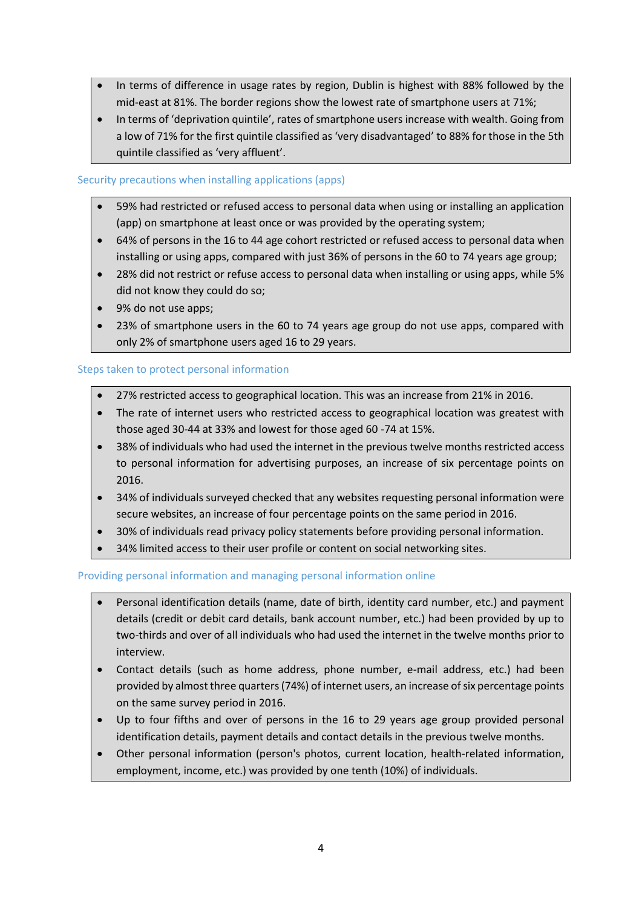- In terms of difference in usage rates by region, Dublin is highest with 88% followed by the mid-east at 81%. The border regions show the lowest rate of smartphone users at 71%;
- In terms of 'deprivation quintile', rates of smartphone users increase with wealth. Going from a low of 71% for the first quintile classified as 'very disadvantaged' to 88% for those in the 5th quintile classified as 'very affluent'.

### Security precautions when installing applications (apps)

- 59% had restricted or refused access to personal data when using or installing an application (app) on smartphone at least once or was provided by the operating system;
- 64% of persons in the 16 to 44 age cohort restricted or refused access to personal data when installing or using apps, compared with just 36% of persons in the 60 to 74 years age group;
- 28% did not restrict or refuse access to personal data when installing or using apps, while 5% did not know they could do so;
- 9% do not use apps;
- 23% of smartphone users in the 60 to 74 years age group do not use apps, compared with only 2% of smartphone users aged 16 to 29 years.

### Steps taken to protect personal information

- 27% restricted access to geographical location. This was an increase from 21% in 2016.
- The rate of internet users who restricted access to geographical location was greatest with those aged 30-44 at 33% and lowest for those aged 60 -74 at 15%.
- 38% of individuals who had used the internet in the previous twelve months restricted access to personal information for advertising purposes, an increase of six percentage points on 2016.
- 34% of individuals surveyed checked that any websites requesting personal information were secure websites, an increase of four percentage points on the same period in 2016.
- 30% of individuals read privacy policy statements before providing personal information.
- 34% limited access to their user profile or content on social networking sites.

### Providing personal information and managing personal information online

- Personal identification details (name, date of birth, identity card number, etc.) and payment details (credit or debit card details, bank account number, etc.) had been provided by up to two-thirds and over of all individuals who had used the internet in the twelve months prior to interview.
- Contact details (such as home address, phone number, e-mail address, etc.) had been provided by almost three quarters (74%) of internet users, an increase of six percentage points on the same survey period in 2016.
- Up to four fifths and over of persons in the 16 to 29 years age group provided personal identification details, payment details and contact details in the previous twelve months.
- Other personal information (person's photos, current location, health-related information, employment, income, etc.) was provided by one tenth (10%) of individuals.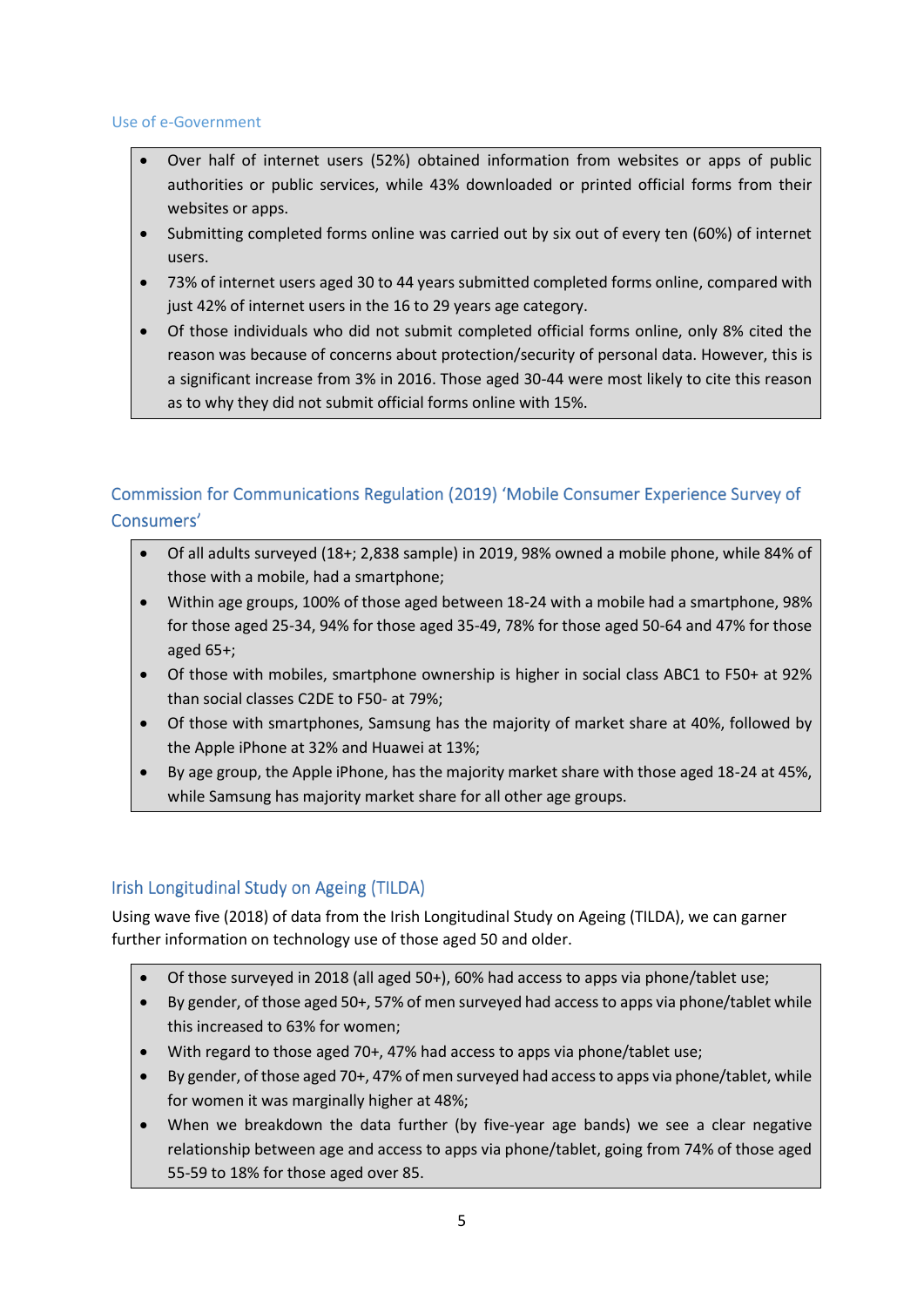### Use of e-Government

- Over half of internet users (52%) obtained information from websites or apps of public authorities or public services, while 43% downloaded or printed official forms from their websites or apps.
- Submitting completed forms online was carried out by six out of every ten (60%) of internet users.
- 73% of internet users aged 30 to 44 years submitted completed forms online, compared with just 42% of internet users in the 16 to 29 years age category.
- Of those individuals who did not submit completed official forms online, only 8% cited the reason was because of concerns about protection/security of personal data. However, this is a significant increase from 3% in 2016. Those aged 30-44 were most likely to cite this reason as to why they did not submit official forms online with 15%.

## Commission for Communications Regulation (2019) 'Mobile Consumer Experience Survey of Consumers'

- Of all adults surveyed (18+; 2,838 sample) in 2019, 98% owned a mobile phone, while 84% of those with a mobile, had a smartphone;
- Within age groups, 100% of those aged between 18-24 with a mobile had a smartphone, 98% for those aged 25-34, 94% for those aged 35-49, 78% for those aged 50-64 and 47% for those aged 65+;
- Of those with mobiles, smartphone ownership is higher in social class ABC1 to F50+ at 92% than social classes C2DE to F50- at 79%;
- Of those with smartphones, Samsung has the majority of market share at 40%, followed by the Apple iPhone at 32% and Huawei at 13%;
- By age group, the Apple iPhone, has the majority market share with those aged 18-24 at 45%, while Samsung has majority market share for all other age groups.

## Irish Longitudinal Study on Ageing (TILDA)

Using wave five (2018) of data from the Irish Longitudinal Study on Ageing (TILDA), we can garner further information on technology use of those aged 50 and older.

- Of those surveyed in 2018 (all aged 50+), 60% had access to apps via phone/tablet use;
- By gender, of those aged 50+, 57% of men surveyed had access to apps via phone/tablet while this increased to 63% for women;
- With regard to those aged 70+, 47% had access to apps via phone/tablet use;
- By gender, of those aged 70+, 47% of men surveyed had access to apps via phone/tablet, while for women it was marginally higher at 48%;
- When we breakdown the data further (by five-year age bands) we see a clear negative relationship between age and access to apps via phone/tablet, going from 74% of those aged 55-59 to 18% for those aged over 85.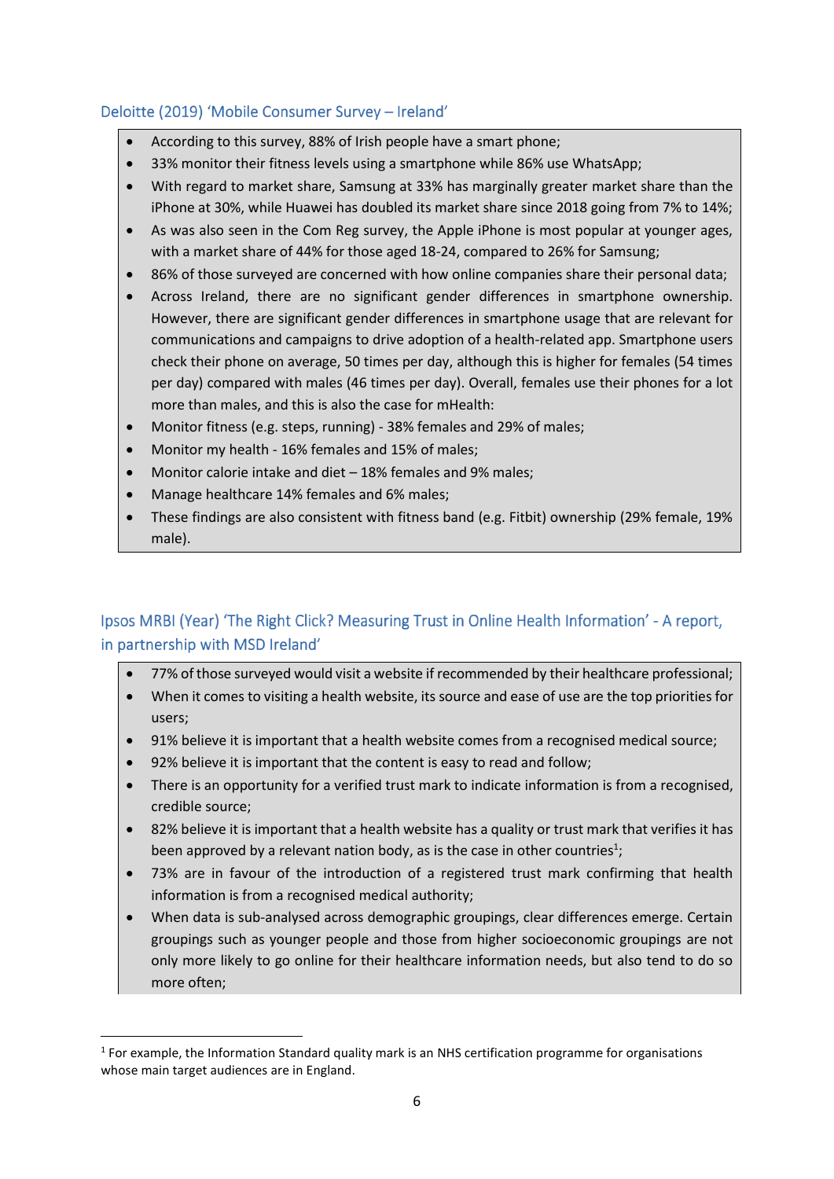### Deloitte (2019) 'Mobile Consumer Survey – Ireland'

- According to this survey, 88% of Irish people have a smart phone;
- 33% monitor their fitness levels using a smartphone while 86% use WhatsApp;
- With regard to market share, Samsung at 33% has marginally greater market share than the iPhone at 30%, while Huawei has doubled its market share since 2018 going from 7% to 14%;
- As was also seen in the Com Reg survey, the Apple iPhone is most popular at younger ages, with a market share of 44% for those aged 18-24, compared to 26% for Samsung;
- 86% of those surveyed are concerned with how online companies share their personal data;
- Across Ireland, there are no significant gender differences in smartphone ownership. However, there are significant gender differences in smartphone usage that are relevant for communications and campaigns to drive adoption of a health-related app. Smartphone users check their phone on average, 50 times per day, although this is higher for females (54 times per day) compared with males (46 times per day). Overall, females use their phones for a lot more than males, and this is also the case for mHealth:
- Monitor fitness (e.g. steps, running) - 38% females and 29% of males;
- Monitor my health - 16% females and 15% of males;
- Monitor calorie intake and diet – 18% females and 9% males;
- Manage healthcare 14% females and 6% males;
- These findings are also consistent with fitness band (e.g. Fitbit) ownership (29% female, 19% male).

### Ipsos MRBI (Year) 'The Right Click? Measuring Trust in Online Health Information' - A report, in partnership with MSD Ireland'

- 77% of those surveyed would visit a website if recommended by their healthcare professional;
- When it comes to visiting a health website, its source and ease of use are the top priorities for users;
- 91% believe it is important that a health website comes from a recognised medical source;
- 92% believe it is important that the content is easy to read and follow;
- There is an opportunity for a verified trust mark to indicate information is from a recognised, credible source;
- 82% believe it is important that a health website has a quality or trust mark that verifies it has been approved by a relevant nation body, as is the case in other countries[1];
- 73% are in favour of the introduction of a registered trust mark confirming that health information is from a recognised medical authority;
- When data is sub-analysed across demographic groupings, clear differences emerge. Certain groupings such as younger people and those from higher socioeconomic groupings are not only more likely to go online for their healthcare information needs, but also tend to do so more often;

[1] For example, the Information Standard quality mark is an NHS certification programme for organisations whose main target audiences are in England.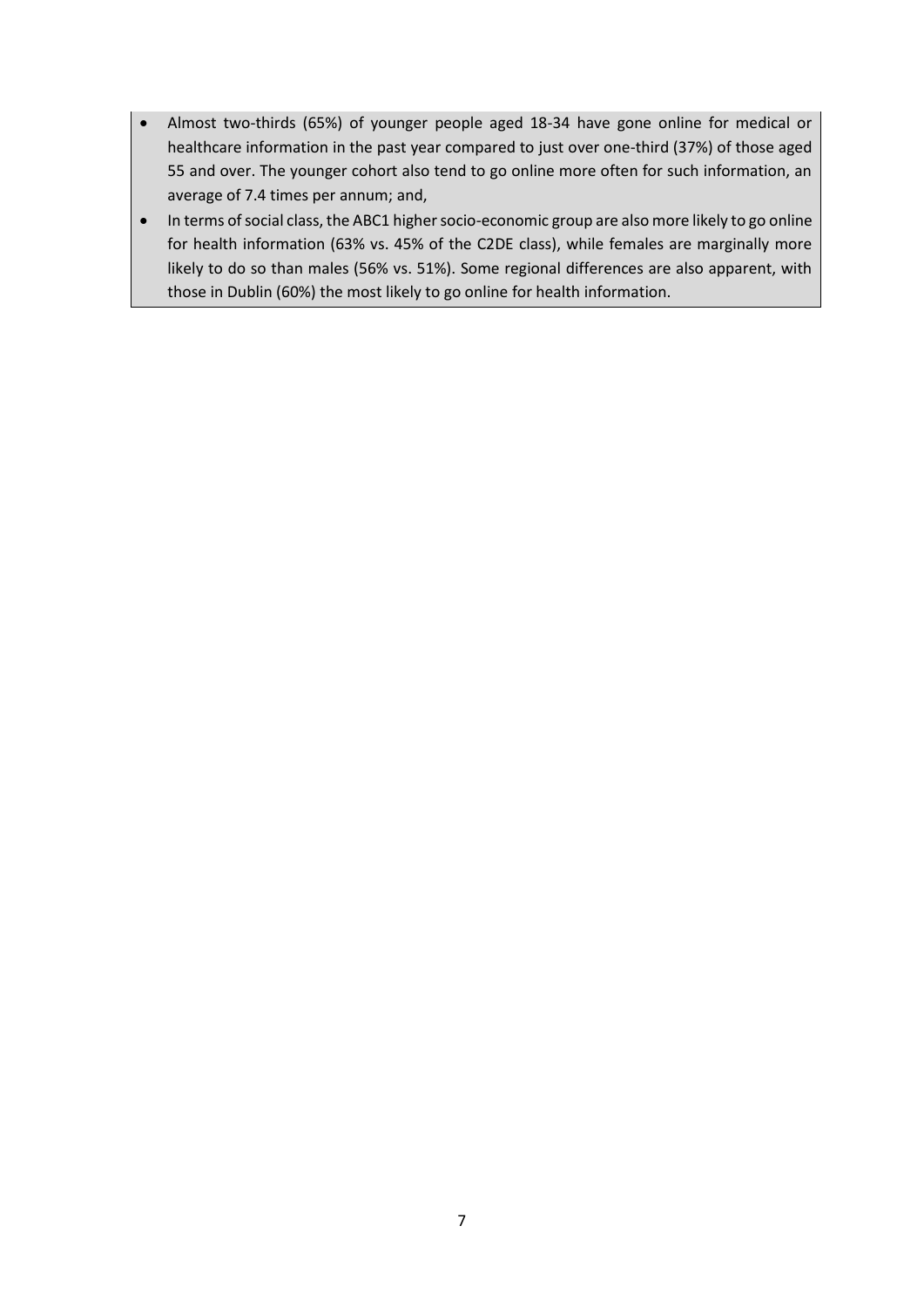- Almost two-thirds (65%) of younger people aged 18-34 have gone online for medical or healthcare information in the past year compared to just over one-third (37%) of those aged 55 and over. The younger cohort also tend to go online more often for such information, an average of 7.4 times per annum; and,
- In terms of social class, the ABC1 higher socio-economic group are also more likely to go online for health information (63% vs. 45% of the C2DE class), while females are marginally more likely to do so than males (56% vs. 51%). Some regional differences are also apparent, with those in Dublin (60%) the most likely to go online for health information.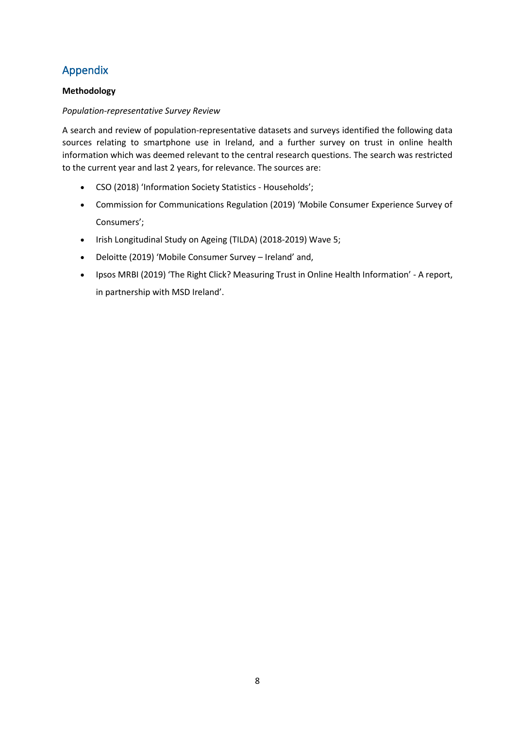## Appendix

**Methodology**

*Population-representative Survey Review*

A search and review of population-representative datasets and surveys identified the following data sources relating to smartphone use in Ireland, and a further survey on trust in online health information which was deemed relevant to the central research questions. The search was restricted to the current year and last 2 years, for relevance. The sources are:

- CSO (2018) 'Information Society Statistics - Households';
- Commission for Communications Regulation (2019) 'Mobile Consumer Experience Survey of Consumers';
- Irish Longitudinal Study on Ageing (TILDA) (2018-2019) Wave 5;
- Deloitte (2019) 'Mobile Consumer Survey – Ireland' and,
- Ipsos MRBI (2019) 'The Right Click? Measuring Trust in Online Health Information' - A report, in partnership with MSD Ireland'.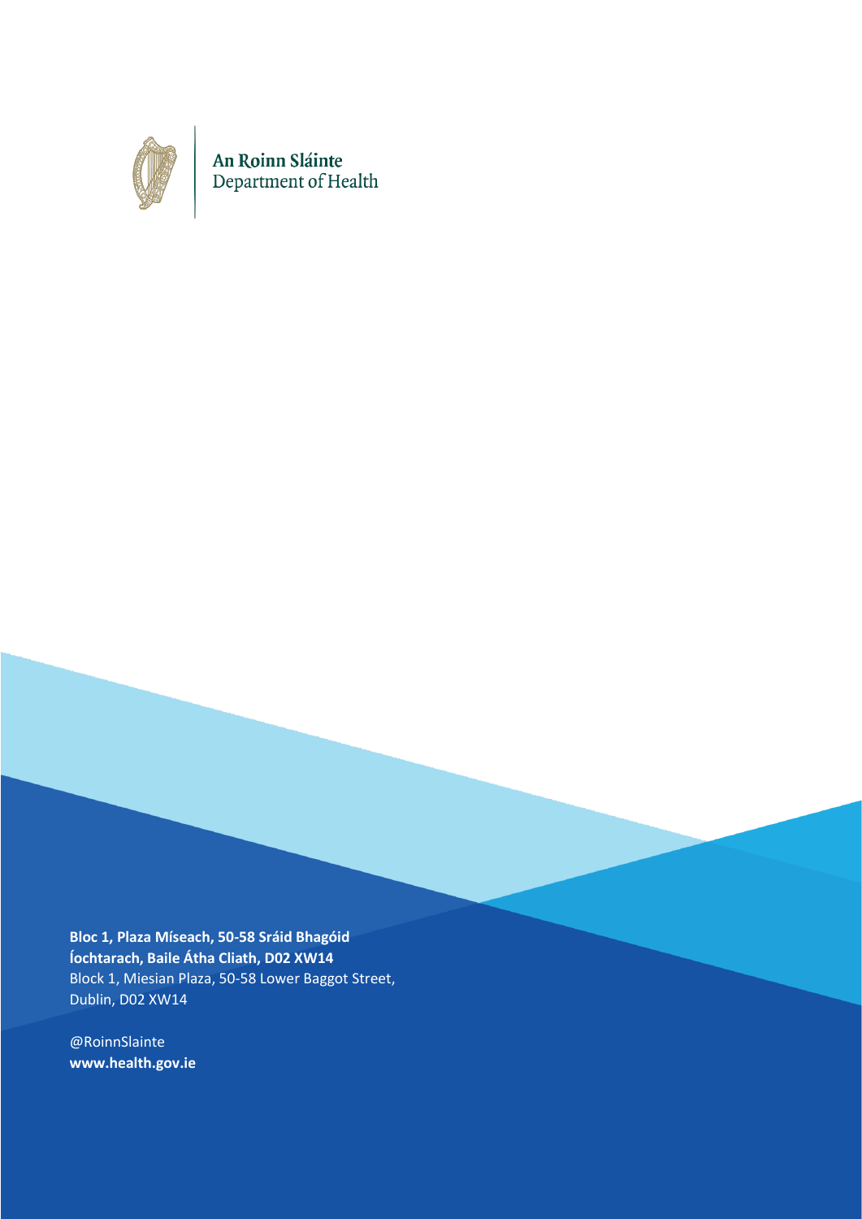An Roinn Sláinte
Department of Health

**Bloc 1, Plaza Míseach, 50-58 Sráid Bhagóid Íochtarach, Baile Átha Cliath, D02 XW14**
Block 1, Miesian Plaza, 50-58 Lower Baggot Street, Dublin, D02 XW14

@RoinnSlainte
**www.health.gov.ie**